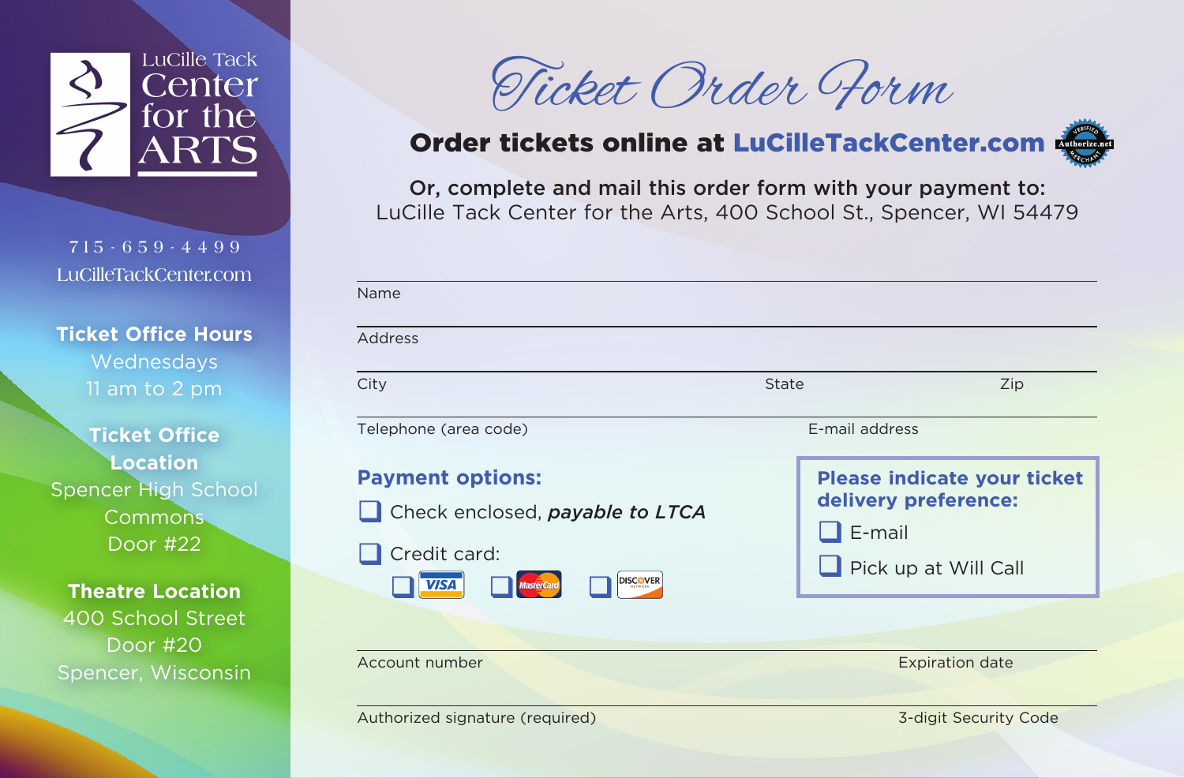LuCille Tack Center for the ARTS

715 · 659 · 4499

LuCilleTackCenter.com

**Ticket Office Hours**

Wednesdays

11 am to 2 pm

**Ticket Office Location**

Spencer High School Commons

Door #22

**Theatre Location**

400 School Street

Door #20

Spencer, Wisconsin

# Ticket Order Form

**Order tickets online at LuCilleTackCenter.com**

Authorize.net Verified Merchant

**Or, complete and mail this order form with your payment to:**

LuCille Tack Center for the Arts, 400 School St., Spencer, WI 54479

Name

Address

City State Zip

Telephone (area code) E-mail address

**Payment options:**

- ☐ Check enclosed, ***payable to LTCA***
- ☐ Credit card:
  - ☐ VISA ☐ MasterCard ☐ DISCOVER

**Please indicate your ticket delivery preference:**

- ☐ E-mail
- ☐ Pick up at Will Call

Account number Expiration date

Authorized signature (required) 3-digit Security Code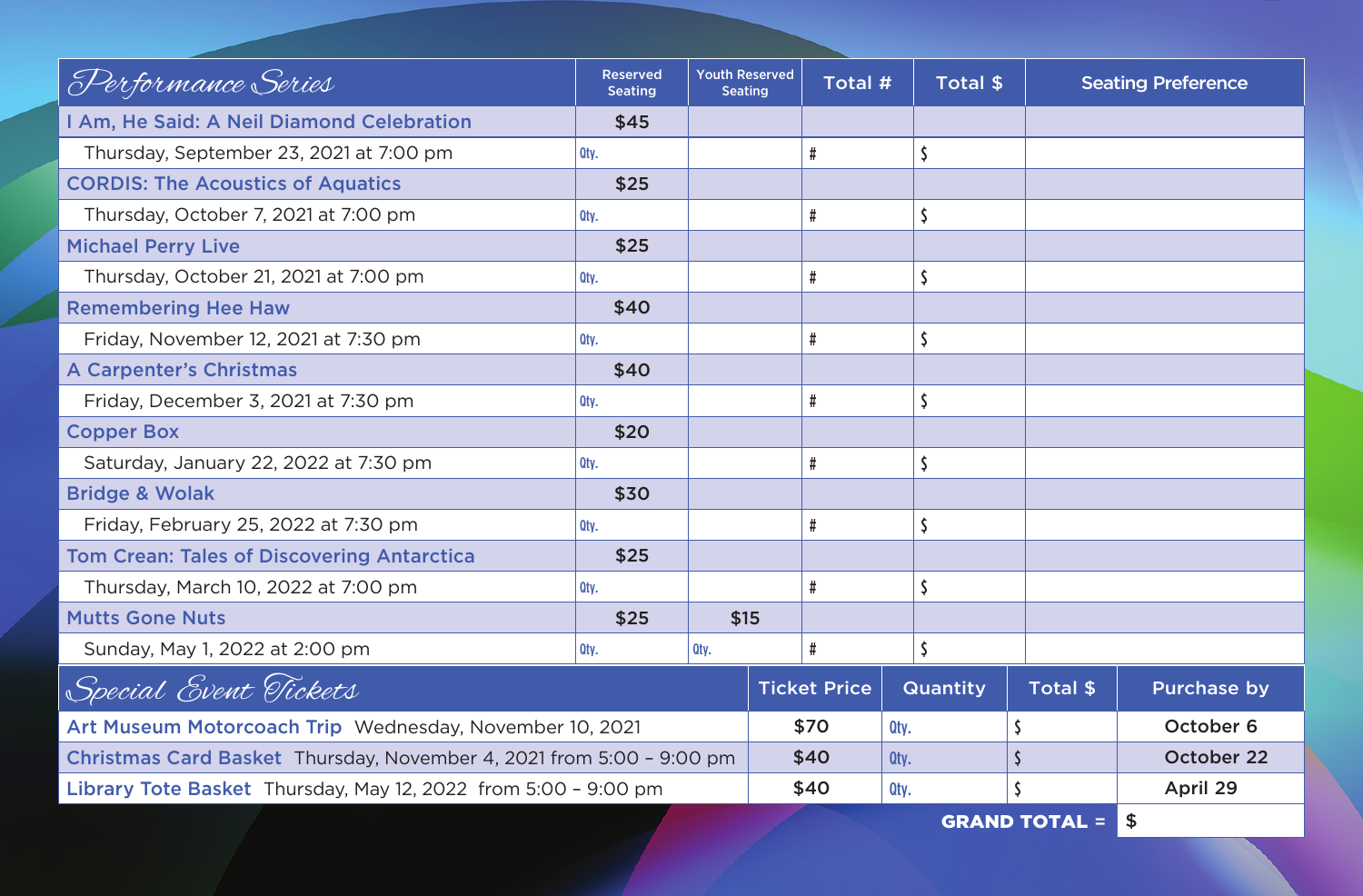| Performance Series | Reserved Seating | Youth Reserved Seating | Total # | Total $ | Seating Preference |
| --- | --- | --- | --- | --- | --- |
| I Am, He Said: A Neil Diamond Celebration | $45 | | | | |
| Thursday, September 23, 2021 at 7:00 pm | Qty. | | # | $ | |
| CORDIS: The Acoustics of Aquatics | $25 | | | | |
| Thursday, October 7, 2021 at 7:00 pm | Qty. | | # | $ | |
| Michael Perry Live | $25 | | | | |
| Thursday, October 21, 2021 at 7:00 pm | Qty. | | # | $ | |
| Remembering Hee Haw | $40 | | | | |
| Friday, November 12, 2021 at 7:30 pm | Qty. | | # | $ | |
| A Carpenter's Christmas | $40 | | | | |
| Friday, December 3, 2021 at 7:30 pm | Qty. | | # | $ | |
| Copper Box | $20 | | | | |
| Saturday, January 22, 2022 at 7:30 pm | Qty. | | # | $ | |
| Bridge & Wolak | $30 | | | | |
| Friday, February 25, 2022 at 7:30 pm | Qty. | | # | $ | |
| Tom Crean: Tales of Discovering Antarctica | $25 | | | | |
| Thursday, March 10, 2022 at 7:00 pm | Qty. | | # | $ | |
| Mutts Gone Nuts | $25 | $15 | | | |
| Sunday, May 1, 2022 at 2:00 pm | Qty. | Qty. | # | $ | |

| Special Event Tickets | Ticket Price | Quantity | Total $ | Purchase by |
| --- | --- | --- | --- | --- |
| Art Museum Motorcoach Trip Wednesday, November 10, 2021 | $70 | Qty. | $ | October 6 |
| Christmas Card Basket Thursday, November 4, 2021 from 5:00 – 9:00 pm | $40 | Qty. | $ | October 22 |
| Library Tote Basket Thursday, May 12, 2022 from 5:00 – 9:00 pm | $40 | Qty. | $ | April 29 |
| | | | GRAND TOTAL = | $ |